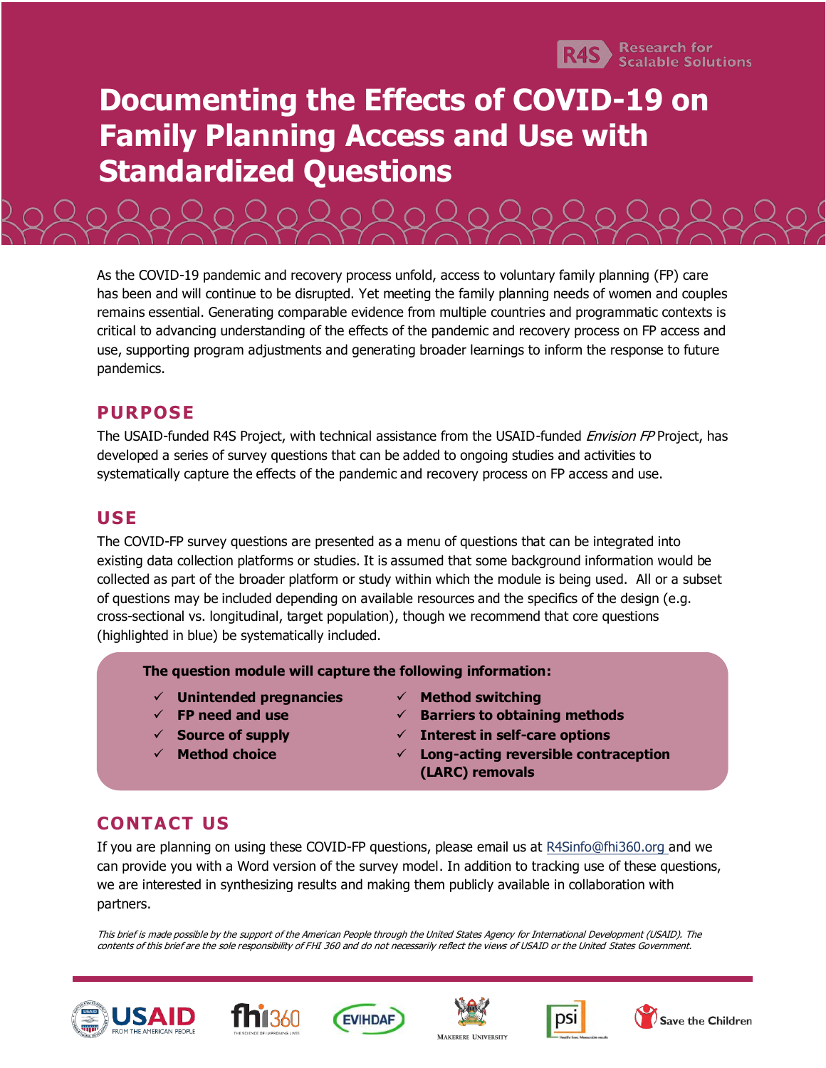# Documenting the Effects of COVID-19 on Family Planning Access and Use with Standardized Questions

As the COVID-19 pandemic and recovery process unfold, access to voluntary family planning (FP) care has been and will continue to be disrupted. Yet meeting the family planning needs of women and couples remains essential. Generating comparable evidence from multiple countries and programmatic contexts is critical to advancing understanding of the effects of the pandemic and recovery process on FP access and use, supporting program adjustments and generating broader learnings to inform the response to future pandemics.

## PURPOSE

The USAID-funded R4S Project, with technical assistance from the USAID-funded *Envision FP* Project, has developed a series of survey questions that can be added to ongoing studies and activities to systematically capture the effects of the pandemic and recovery process on FP access and use.

## USE

The COVID-FP survey questions are presented as a menu of questions that can be integrated into existing data collection platforms or studies. It is assumed that some background information would be collected as part of the broader platform or study within which the module is being used. All or a subset of questions may be included depending on available resources and the specifics of the design (e.g. cross-sectional vs. longitudinal, target population), though we recommend that core questions (highlighted in blue) be systematically included.

**The question module will capture the following information:**

- ✓ **Unintended pregnancies**
- ✓ **FP need and use**
- ✓ **Source of supply**
- ✓ **Method choice**
- ✓ **Method switching**
- ✓ **Barriers to obtaining methods**
- ✓ **Interest in self-care options**
- ✓ **Long-acting reversible contraception (LARC) removals**

## CONTACT US

If you are planning on using these COVID-FP questions, please email us at R4Sinfo@fhi360.org and we can provide you with a Word version of the survey model. In addition to tracking use of these questions, we are interested in synthesizing results and making them publicly available in collaboration with partners.

*This brief is made possible by the support of the American People through the United States Agency for International Development (USAID). The contents of this brief are the sole responsibility of FHI 360 and do not necessarily reflect the views of USAID or the United States Government.*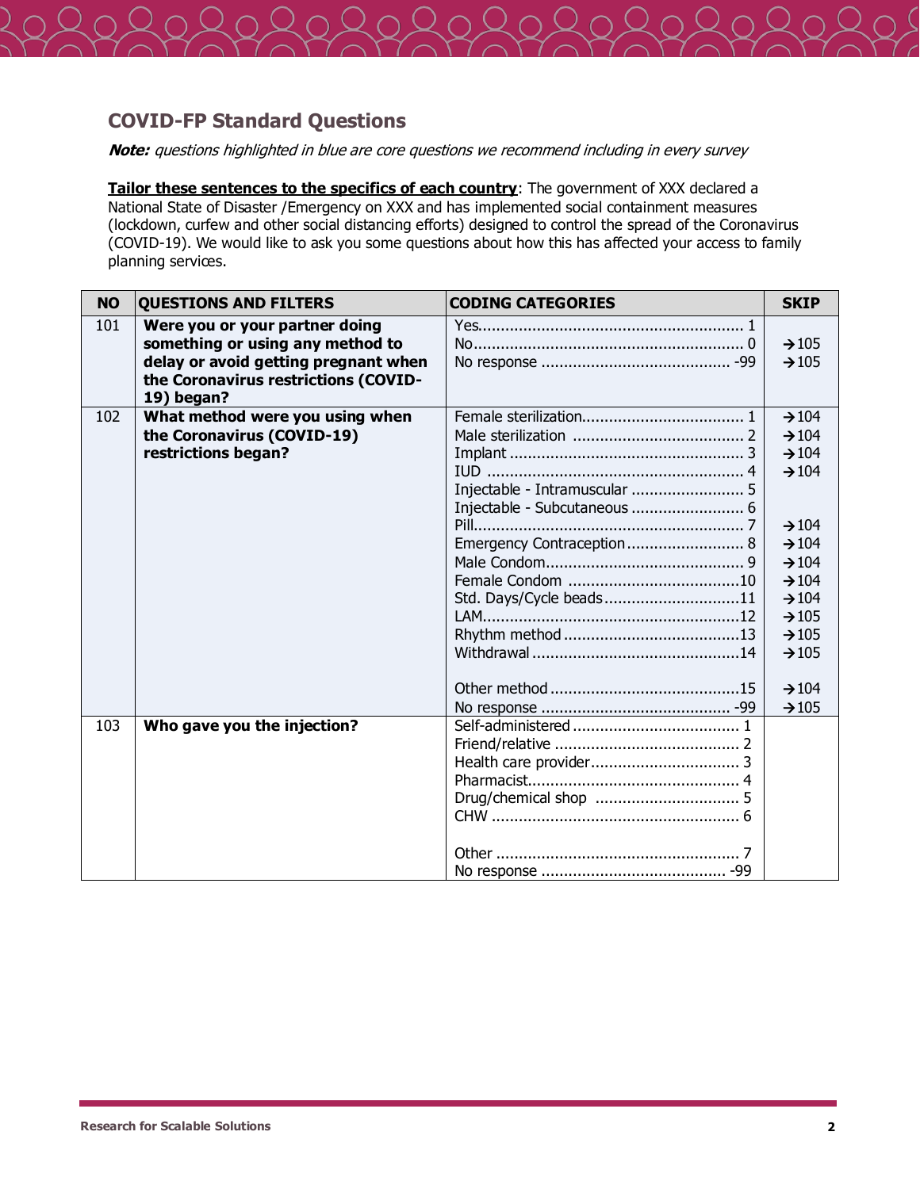## COVID-FP Standard Questions

***Note:*** *questions highlighted in blue are core questions we recommend including in every survey*

**Tailor these sentences to the specifics of each country**: The government of XXX declared a National State of Disaster /Emergency on XXX and has implemented social containment measures (lockdown, curfew and other social distancing efforts) designed to control the spread of the Coronavirus (COVID-19). We would like to ask you some questions about how this has affected your access to family planning services.

| NO | QUESTIONS AND FILTERS | CODING CATEGORIES | SKIP |
|---|---|---|---|
| 101 | **Were you or your partner doing something or using any method to delay or avoid getting pregnant when the Coronavirus restrictions (COVID-19) began?** | Yes.......... 1<br>No.......... 0<br>No response .......... -99 | <br>→105<br>→105 |
| 102 | **What method were you using when the Coronavirus (COVID-19) restrictions began?** | Female sterilization.......... 1<br>Male sterilization .......... 2<br>Implant .......... 3<br>IUD .......... 4<br>Injectable - Intramuscular .......... 5<br>Injectable - Subcutaneous .......... 6<br>Pill.......... 7<br>Emergency Contraception.......... 8<br>Male Condom.......... 9<br>Female Condom ..........10<br>Std. Days/Cycle beads..........11<br>LAM..........12<br>Rhythm method..........13<br>Withdrawal..........14<br><br>Other method..........15<br>No response .......... -99 | →104<br>→104<br>→104<br>→104<br><br><br>→104<br>→104<br>→104<br>→104<br>→104<br>→105<br>→105<br>→105<br><br>→104<br>→105 |
| 103 | **Who gave you the injection?** | Self-administered .......... 1<br>Friend/relative .......... 2<br>Health care provider.......... 3<br>Pharmacist.......... 4<br>Drug/chemical shop .......... 5<br>CHW .......... 6<br><br>Other .......... 7<br>No response .......... -99 | |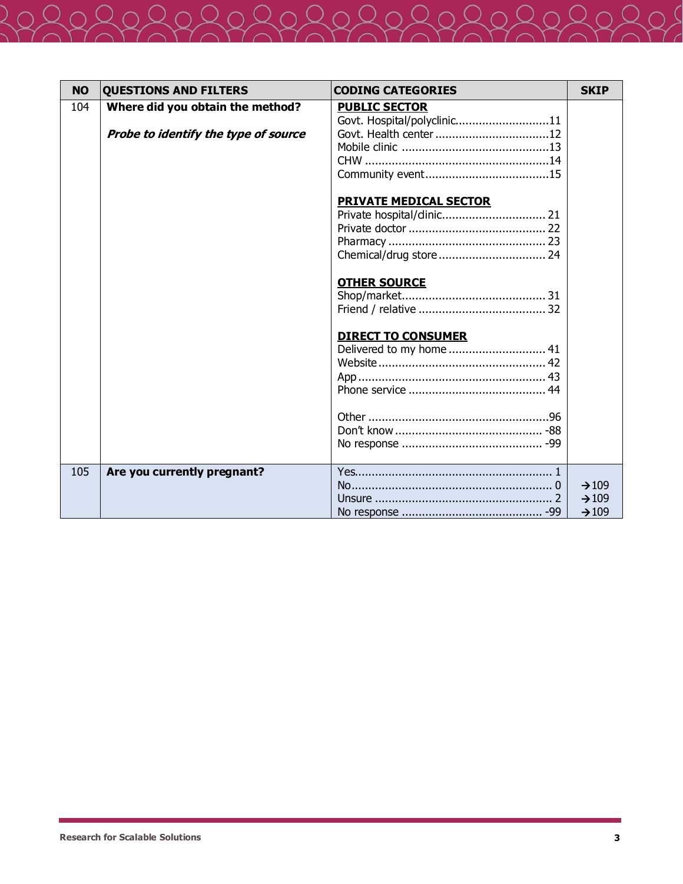| NO | QUESTIONS AND FILTERS | CODING CATEGORIES | SKIP |
|---|---|---|---|
| 104 | **Where did you obtain the method?**<br><br>***Probe to identify the type of source*** | **PUBLIC SECTOR**<br>Govt. Hospital/polyclinic............................11<br>Govt. Health center ..................................12<br>Mobile clinic ............................................13<br>CHW .......................................................14<br>Community event.....................................15<br><br>**PRIVATE MEDICAL SECTOR**<br>Private hospital/dinic............................... 21<br>Private doctor ......................................... 22<br>Pharmacy ............................................... 23<br>Chemical/drug store................................ 24<br><br>**OTHER SOURCE**<br>Shop/market........................................... 31<br>Friend / relative ...................................... 32<br><br>**DIRECT TO CONSUMER**<br>Delivered to my home ............................. 41<br>Website.................................................. 42<br>App........................................................ 43<br>Phone service ......................................... 44<br><br>Other ......................................................96<br>Don't know ............................................ -88<br>No response .......................................... -99 | |
| 105 | **Are you currently pregnant?** | Yes.......................................................... 1<br>No........................................................... 0<br>Unsure .................................................... 2<br>No response .......................................... -99 | <br>→109<br>→109<br>→109 |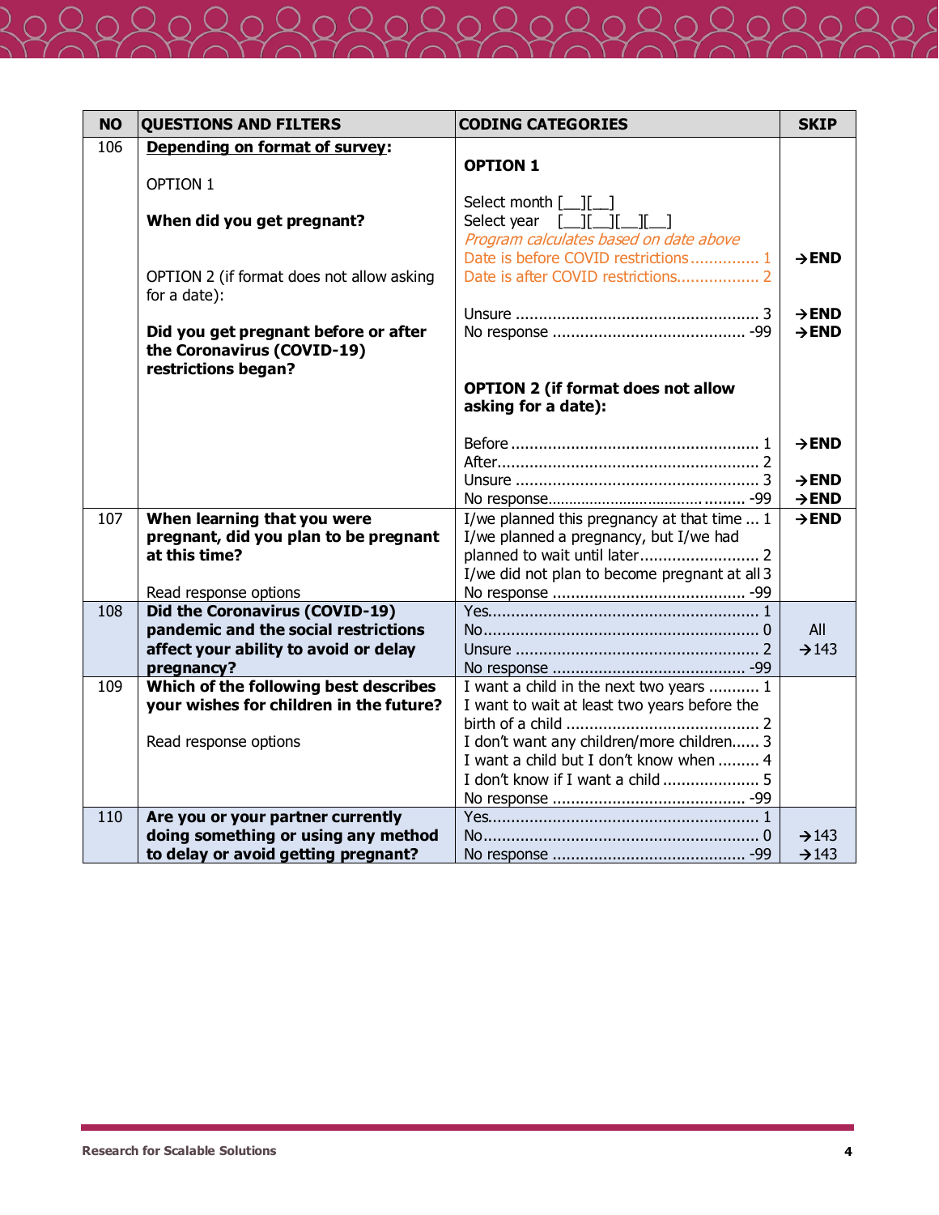| NO | QUESTIONS AND FILTERS | CODING CATEGORIES | SKIP |
|---|---|---|---|
| 106 | **Depending on format of survey:**<br><br>OPTION 1<br><br>**When did you get pregnant?**<br><br>OPTION 2 (if format does not allow asking for a date):<br><br>**Did you get pregnant before or after the Coronavirus (COVID-19) restrictions began?** | **OPTION 1**<br><br>Select month [__][__]<br>Select year [__][__][__][__]<br>*Program calculates based on date above*<br>Date is before COVID restrictions............... 1<br>Date is after COVID restrictions.................. 2<br><br>Unsure .................................................... 3<br>No response .......................................... -99<br><br>**OPTION 2 (if format does not allow asking for a date):**<br><br>Before ..................................................... 1<br>After........................................................ 2<br>Unsure .................................................... 3<br>No response.......................................... -99 | <br><br><br><br><br><br>**→END**<br><br><br>**→END**<br>**→END**<br><br><br><br><br>**→END**<br><br>**→END**<br>**→END** |
| 107 | **When learning that you were pregnant, did you plan to be pregnant at this time?**<br><br>Read response options | I/we planned this pregnancy at that time ... 1<br>I/we planned a pregnancy, but I/we had planned to wait until later.......................... 2<br>I/we did not plan to become pregnant at all 3<br>No response .......................................... -99 | **→END** |
| 108 | **Did the Coronavirus (COVID-19) pandemic and the social restrictions affect your ability to avoid or delay pregnancy?** | Yes.......................................................... 1<br>No........................................................... 0<br>Unsure .................................................... 2<br>No response .......................................... -99 | All<br>→143 |
| 109 | **Which of the following best describes your wishes for children in the future?**<br><br>Read response options | I want a child in the next two years ........... 1<br>I want to wait at least two years before the birth of a child .......................................... 2<br>I don't want any children/more children...... 3<br>I want a child but I don't know when ......... 4<br>I don't know if I want a child .................... 5<br>No response .......................................... -99 | |
| 110 | **Are you or your partner currently doing something or using any method to delay or avoid getting pregnant?** | Yes.......................................................... 1<br>No........................................................... 0<br>No response .......................................... -99 | <br>→143<br>→143 |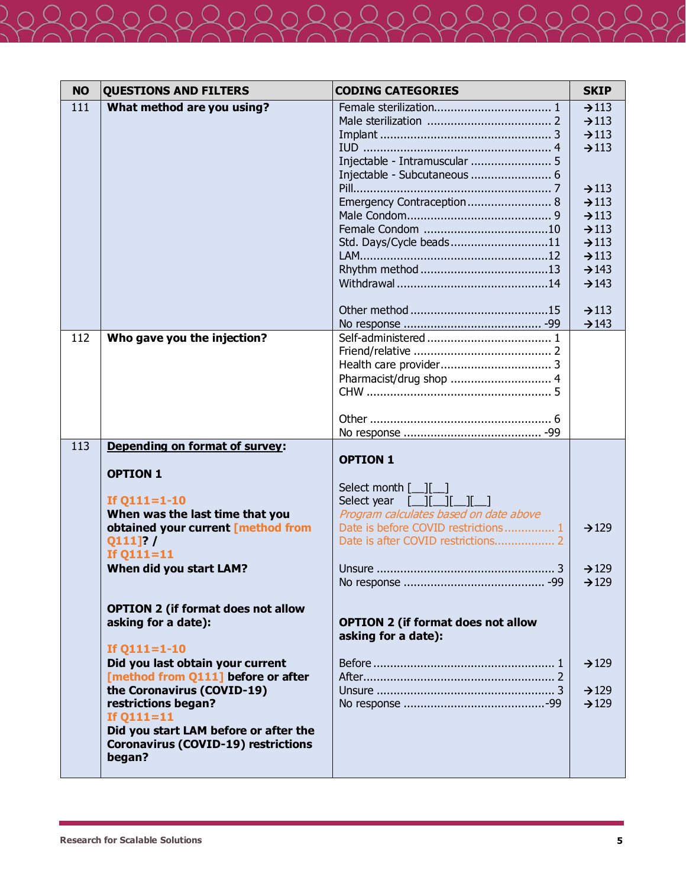| NO | QUESTIONS AND FILTERS | CODING CATEGORIES | SKIP |
|---|---|---|---|
| 111 | **What method are you using?** | Female sterilization................................... 1<br>Male sterilization ..................................... 2<br>Implant ................................................... 3<br>IUD ........................................................ 4<br>Injectable - Intramuscular ........................ 5<br>Injectable - Subcutaneous ........................ 6<br>Pill.......................................................... 7<br>Emergency Contraception ......................... 8<br>Male Condom........................................... 9<br>Female Condom .....................................10<br>Std. Days/Cycle beads.............................11<br>LAM........................................................12<br>Rhythm method ......................................13<br>Withdrawal .............................................14<br><br>Other method .........................................15<br>No response ......................................... -99 | →113<br>→113<br>→113<br>→113<br><br><br>→113<br>→113<br>→113<br>→113<br>→113<br>→113<br>→143<br>→143<br><br>→113<br>→143 |
| 112 | **Who gave you the injection?** | Self-administered .................................... 1<br>Friend/relative ......................................... 2<br>Health care provider................................. 3<br>Pharmacist/drug shop ............................. 4<br>CHW ...................................................... 5<br><br>Other ...................................................... 6<br>No response ......................................... -99 | |
| 113 | **Depending on format of survey:**<br><br>**OPTION 1**<br><br>**If Q111=1-10**<br>**When was the last time that you obtained your current [method from Q111]? /**<br>**If Q111=11**<br>**When did you start LAM?**<br><br>**OPTION 2 (if format does not allow asking for a date):**<br><br>**If Q111=1-10**<br>**Did you last obtain your current [method from Q111] before or after the Coronavirus (COVID-19) restrictions began?**<br>**If Q111=11**<br>**Did you start LAM before or after the Coronavirus (COVID-19) restrictions began?** | **OPTION 1**<br><br>Select month [__][__]<br>Select year [__][__][__][__]<br>*Program calculates based on date above*<br>Date is before COVID restrictions............... 1<br>Date is after COVID restrictions.................. 2<br><br>Unsure ..................................................... 3<br>No response .......................................... -99<br><br>**OPTION 2 (if format does not allow asking for a date):**<br><br>Before ...................................................... 1<br>After......................................................... 2<br>Unsure ..................................................... 3<br>No response ..........................................-99 | <br><br><br><br><br>→129<br><br><br>→129<br>→129<br><br><br><br><br>→129<br><br>→129<br>→129 |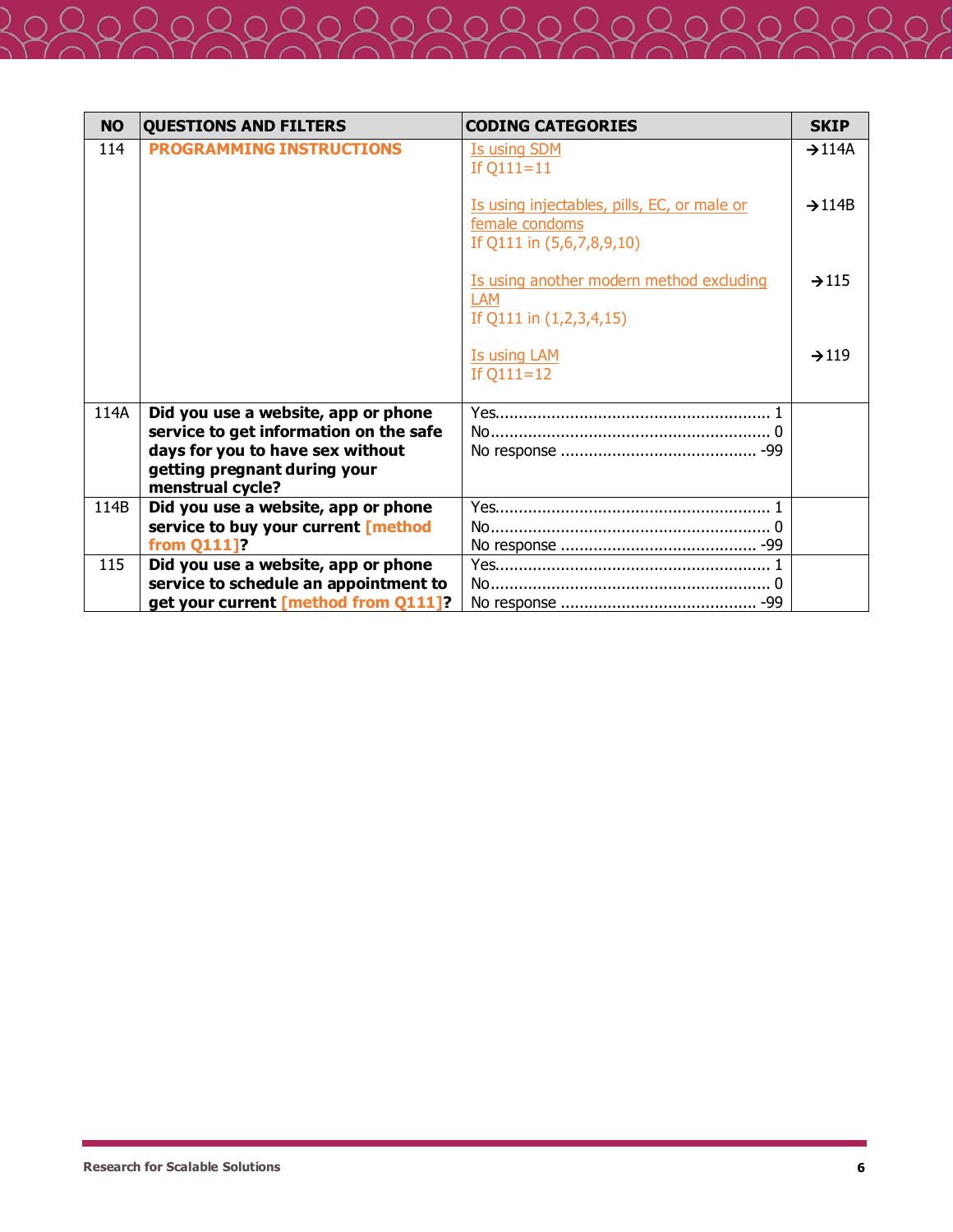| NO | QUESTIONS AND FILTERS | CODING CATEGORIES | SKIP |
|---|---|---|---|
| 114 | **PROGRAMMING INSTRUCTIONS** | Is using SDM<br>If Q111=11<br><br>Is using injectables, pills, EC, or male or female condoms<br>If Q111 in (5,6,7,8,9,10)<br><br>Is using another modern method excluding LAM<br>If Q111 in (1,2,3,4,15)<br><br>Is using LAM<br>If Q111=12 | →114A<br><br>→114B<br><br>→115<br><br>→119 |
| 114A | **Did you use a website, app or phone service to get information on the safe days for you to have sex without getting pregnant during your menstrual cycle?** | Yes........................................................ 1<br>No.......................................................... 0<br>No response ........................................ -99 | |
| 114B | **Did you use a website, app or phone service to buy your current [method from Q111]?** | Yes........................................................ 1<br>No.......................................................... 0<br>No response ........................................ -99 | |
| 115 | **Did you use a website, app or phone service to schedule an appointment to get your current [method from Q111]?** | Yes........................................................ 1<br>No.......................................................... 0<br>No response ........................................ -99 | |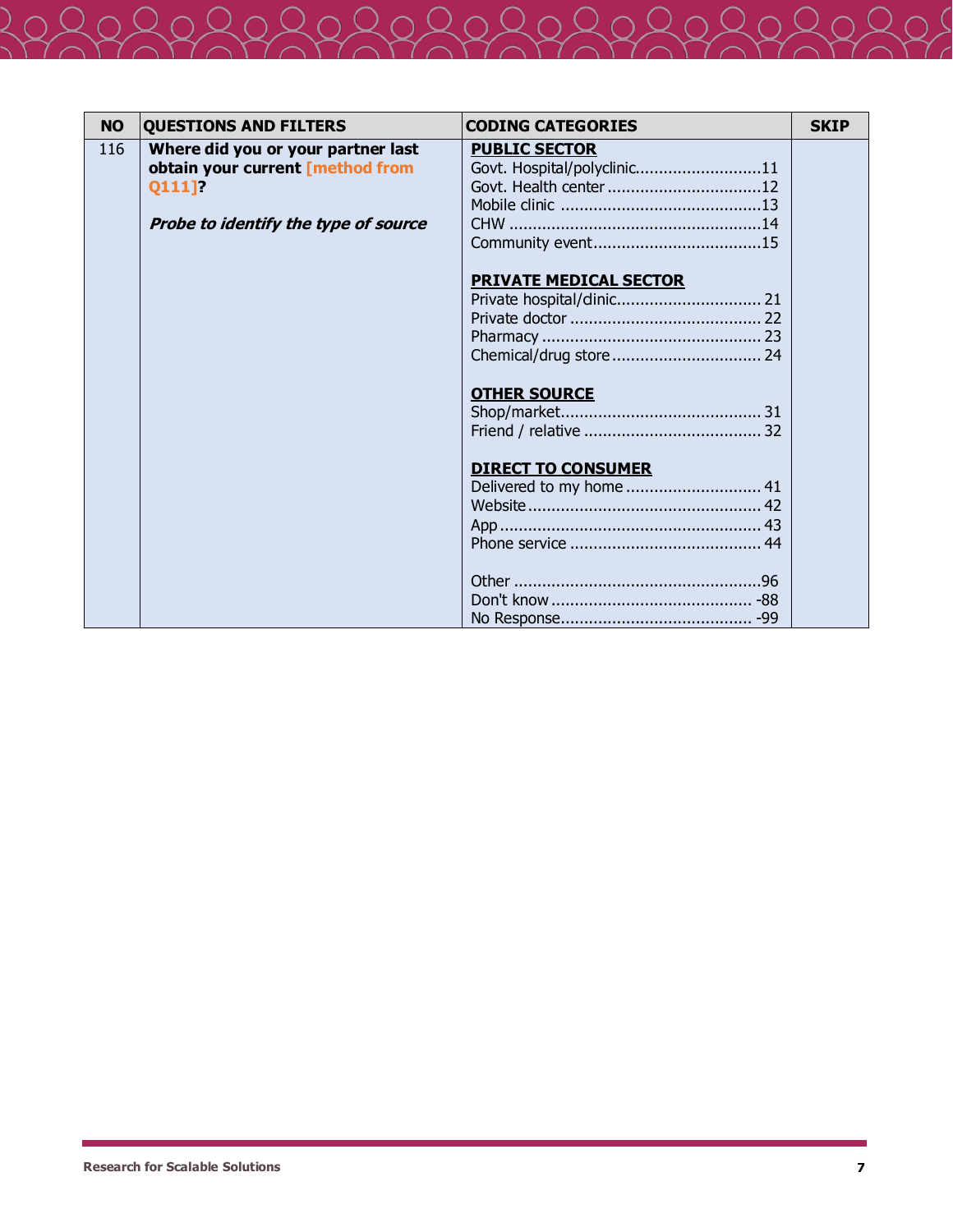| NO | QUESTIONS AND FILTERS | CODING CATEGORIES | SKIP |
|---|---|---|---|
| 116 | **Where did you or your partner last obtain your current [method from Q111]?**<br><br>***Probe to identify the type of source*** | **PUBLIC SECTOR**<br>Govt. Hospital/polyclinic............................11<br>Govt. Health center ..................................12<br>Mobile clinic ...........................................13<br>CHW ......................................................14<br>Community event....................................15<br><br>**PRIVATE MEDICAL SECTOR**<br>Private hospital/dinic............................... 21<br>Private doctor ......................................... 22<br>Pharmacy ............................................... 23<br>Chemical/drug store ................................ 24<br><br>**OTHER SOURCE**<br>Shop/market........................................... 31<br>Friend / relative ...................................... 32<br><br>**DIRECT TO CONSUMER**<br>Delivered to my home ............................. 41<br>Website.................................................. 42<br>App ........................................................ 43<br>Phone service ......................................... 44<br><br>Other .....................................................96<br>Don't know ........................................... -88<br>No Response......................................... -99 | |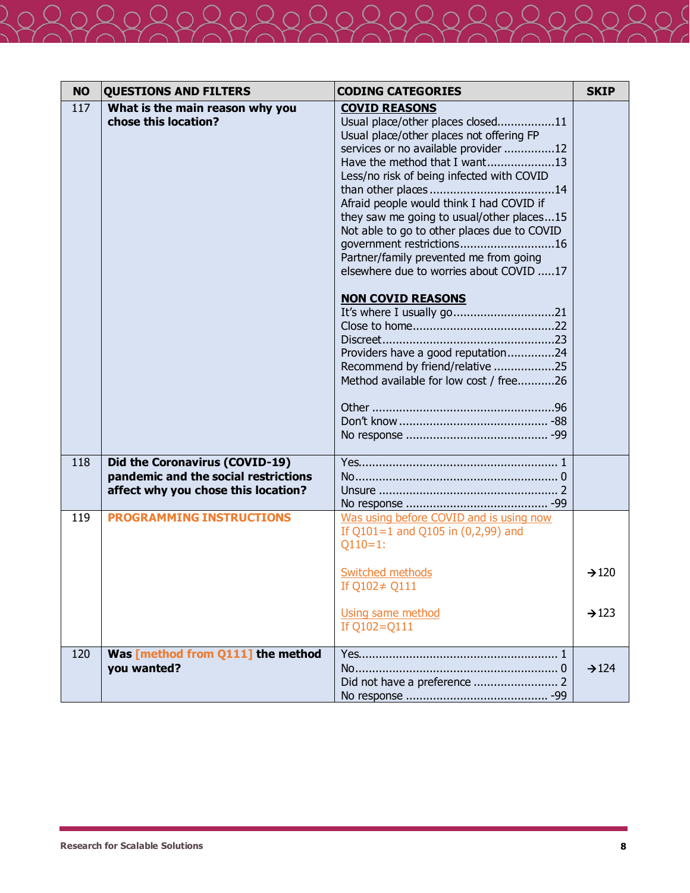| NO | QUESTIONS AND FILTERS | CODING CATEGORIES | SKIP |
|---|---|---|---|
| 117 | **What is the main reason why you chose this location?** | **COVID REASONS**<br>Usual place/other places closed.................11<br>Usual place/other places not offering FP services or no available provider ...............12<br>Have the method that I want....................13<br>Less/no risk of being infected with COVID than other places.....................................14<br>Afraid people would think I had COVID if they saw me going to usual/other places...15<br>Not able to go to other places due to COVID government restrictions............................16<br>Partner/family prevented me from going elsewhere due to worries about COVID .....17<br><br>**NON COVID REASONS**<br>It's where I usually go..............................21<br>Close to home..........................................22<br>Discreet..................................................23<br>Providers have a good reputation..............24<br>Recommend by friend/relative ..................25<br>Method available for low cost / free...........26<br><br>Other .....................................................96<br>Don't know ............................................ -88<br>No response .......................................... -99 | |
| 118 | **Did the Coronavirus (COVID-19) pandemic and the social restrictions affect why you chose this location?** | Yes.......................................................... 1<br>No........................................................... 0<br>Unsure .................................................... 2<br>No response .......................................... -99 | |
| 119 | **PROGRAMMING INSTRUCTIONS** | Was using before COVID and is using now<br>If Q101=1 and Q105 in (0,2,99) and Q110=1:<br><br>Switched methods<br>If Q102≠ Q111<br><br>Using same method<br>If Q102=Q111 | <br><br><br><br>→120<br><br><br>→123 |
| 120 | **Was [method from Q111] the method you wanted?** | Yes.......................................................... 1<br>No........................................................... 0<br>Did not have a preference ......................... 2<br>No response .......................................... -99 | <br>→124 |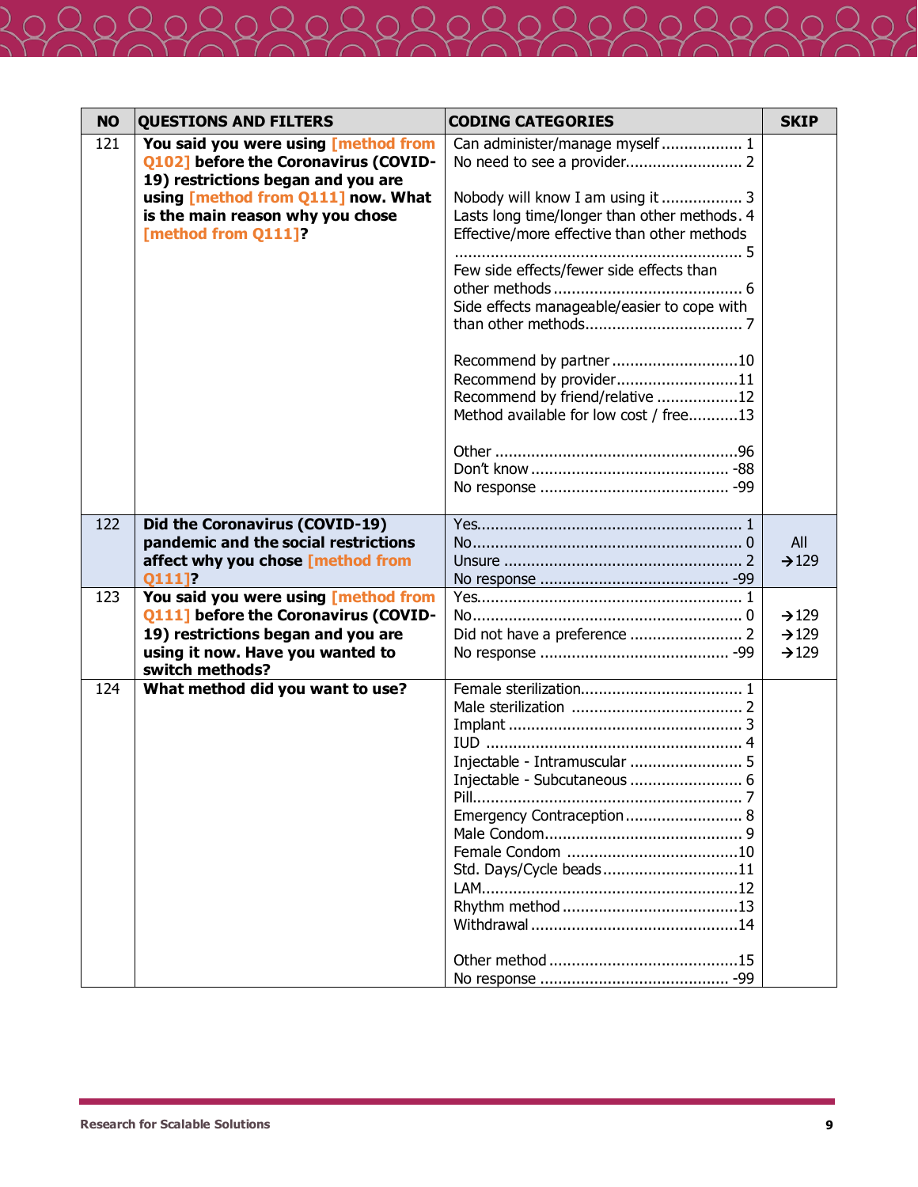| NO | QUESTIONS AND FILTERS | CODING CATEGORIES | SKIP |
|---|---|---|---|
| 121 | **You said you were using [method from Q102] before the Coronavirus (COVID-19) restrictions began and you are using [method from Q111] now. What is the main reason why you chose [method from Q111]?** | Can administer/manage myself .................. 1<br>No need to see a provider.......................... 2<br><br>Nobody will know I am using it .................. 3<br>Lasts long time/longer than other methods. 4<br>Effective/more effective than other methods ................................................................ 5<br>Few side effects/fewer side effects than other methods ........................................... 6<br>Side effects manageable/easier to cope with than other methods................................... 7<br><br>Recommend by partner ............................10<br>Recommend by provider...........................11<br>Recommend by friend/relative ..................12<br>Method available for low cost / free...........13<br><br>Other ......................................................96<br>Don't know ............................................ -88<br>No response .......................................... -99 | |
| 122 | **Did the Coronavirus (COVID-19) pandemic and the social restrictions affect why you chose [method from Q111]?** | Yes.......................................................... 1<br>No........................................................... 0<br>Unsure .................................................... 2<br>No response .......................................... -99 | All<br>→129 |
| 123 | **You said you were using [method from Q111] before the Coronavirus (COVID-19) restrictions began and you are using it now. Have you wanted to switch methods?** | Yes.......................................................... 1<br>No........................................................... 0<br>Did not have a preference ......................... 2<br>No response .......................................... -99 | <br>→129<br>→129<br>→129 |
| 124 | **What method did you want to use?** | Female sterilization.................................... 1<br>Male sterilization ...................................... 2<br>Implant .................................................... 3<br>IUD ........................................................ 4<br>Injectable - Intramuscular ......................... 5<br>Injectable - Subcutaneous ......................... 6<br>Pill........................................................... 7<br>Emergency Contraception.......................... 8<br>Male Condom............................................ 9<br>Female Condom ......................................10<br>Std. Days/Cycle beads..............................11<br>LAM.........................................................12<br>Rhythm method .......................................13<br>Withdrawal ..............................................14<br><br>Other method ..........................................15<br>No response .......................................... -99 | |

Research for Scalable Solutions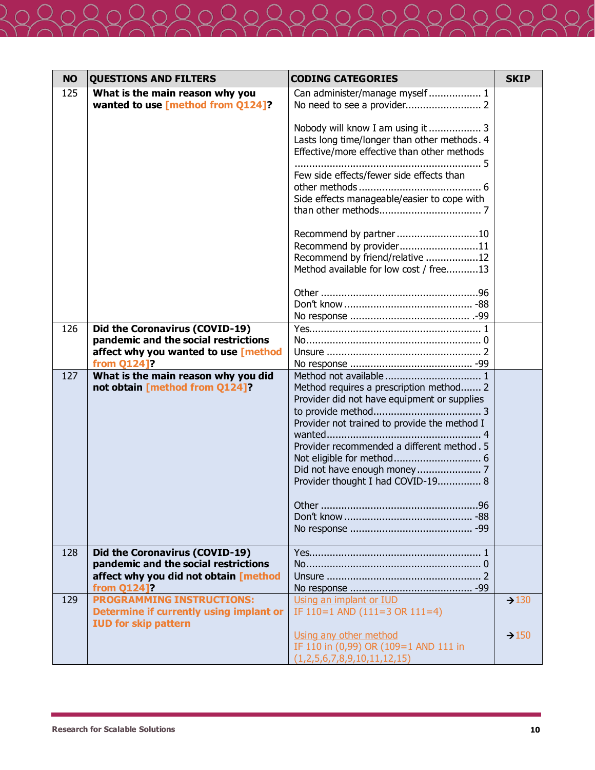| NO | QUESTIONS AND FILTERS | CODING CATEGORIES | SKIP |
| --- | --- | --- | --- |
| 125 | **What is the main reason why you wanted to use [method from Q124]?** | Can administer/manage myself .................. 1<br>No need to see a provider.......................... 2<br><br>Nobody will know I am using it .................. 3<br>Lasts long time/longer than other methods. 4<br>Effective/more effective than other methods ............................................................... 5<br>Few side effects/fewer side effects than other methods ......................................... 6<br>Side effects manageable/easier to cope with than other methods.................................. 7<br><br>Recommend by partner ............................10<br>Recommend by provider...........................11<br>Recommend by friend/relative ..................12<br>Method available for low cost / free...........13<br><br>Other .....................................................96<br>Don't know ............................................ -88<br>No response ......................................... -99 | |
| 126 | **Did the Coronavirus (COVID-19) pandemic and the social restrictions affect why you wanted to use [method from Q124]?** | Yes......................................................... 1<br>No.......................................................... 0<br>Unsure .................................................... 2<br>No response ......................................... -99 | |
| 127 | **What is the main reason why you did not obtain [method from Q124]?** | Method not available ................................ 1<br>Method requires a prescription method....... 2<br>Provider did not have equipment or supplies to provide method.................................... 3<br>Provider not trained to provide the method I wanted.................................................... 4<br>Provider recommended a different method . 5<br>Not eligible for method............................. 6<br>Did not have enough money ...................... 7<br>Provider thought I had COVID-19............... 8<br><br>Other .....................................................96<br>Don't know ............................................ -88<br>No response ......................................... -99 | |
| 128 | **Did the Coronavirus (COVID-19) pandemic and the social restrictions affect why you did not obtain [method from Q124]?** | Yes......................................................... 1<br>No.......................................................... 0<br>Unsure .................................................... 2<br>No response ......................................... -99 | |
| 129 | **PROGRAMMING INSTRUCTIONS: Determine if currently using implant or IUD for skip pattern** | Using an implant or IUD<br>IF 110=1 AND (111=3 OR 111=4)<br><br>Using any other method<br>IF 110 in (0,99) OR (109=1 AND 111 in (1,2,5,6,7,8,9,10,11,12,15) | →130<br><br><br>→150 |

Research for Scalable Solutions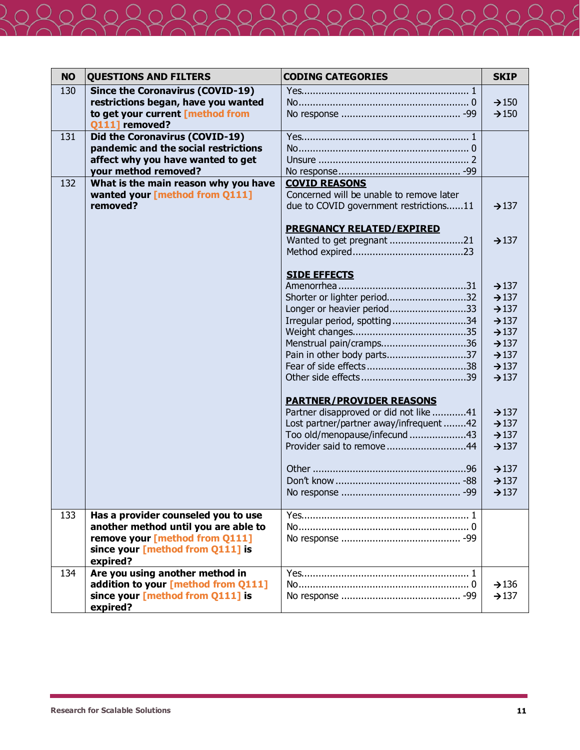| NO | QUESTIONS AND FILTERS | CODING CATEGORIES | SKIP |
|---|---|---|---|
| 130 | **Since the Coronavirus (COVID-19) restrictions began, have you wanted to get your current [method from Q111] removed?** | Yes.......... 1<br>No.......... 0<br>No response .......... -99 | <br>→150<br>→150 |
| 131 | **Did the Coronavirus (COVID-19) pandemic and the social restrictions affect why you have wanted to get your method removed?** | Yes.......... 1<br>No.......... 0<br>Unsure .......... 2<br>No response.......... -99 | |
| 132 | **What is the main reason why you have wanted your [method from Q111] removed?** | **COVID REASONS**<br>Concerned will be unable to remove later due to COVID government restrictions......11<br><br>**PREGNANCY RELATED/EXPIRED**<br>Wanted to get pregnant ..........21<br>Method expired..........23<br><br>**SIDE EFFECTS**<br>Amenorrhea..........31<br>Shorter or lighter period..........32<br>Longer or heavier period..........33<br>Irregular period, spotting..........34<br>Weight changes..........35<br>Menstrual pain/cramps..........36<br>Pain in other body parts..........37<br>Fear of side effects..........38<br>Other side effects..........39<br><br>**PARTNER/PROVIDER REASONS**<br>Partner disapproved or did not like ..........41<br>Lost partner/partner away/infrequent ..........42<br>Too old/menopause/infecund ..........43<br>Provider said to remove..........44<br><br>Other ..........96<br>Don't know .......... -88<br>No response .......... -99 | <br><br>→137<br><br><br>→137<br><br><br><br>→137<br>→137<br>→137<br>→137<br>→137<br>→137<br>→137<br>→137<br>→137<br><br><br>→137<br>→137<br>→137<br>→137<br><br>→137<br>→137<br>→137 |
| 133 | **Has a provider counseled you to use another method until you are able to remove your [method from Q111] since your [method from Q111] is expired?** | Yes.......... 1<br>No.......... 0<br>No response .......... -99 | |
| 134 | **Are you using another method in addition to your [method from Q111] since your [method from Q111] is expired?** | Yes.......... 1<br>No.......... 0<br>No response .......... -99 | <br>→136<br>→137 |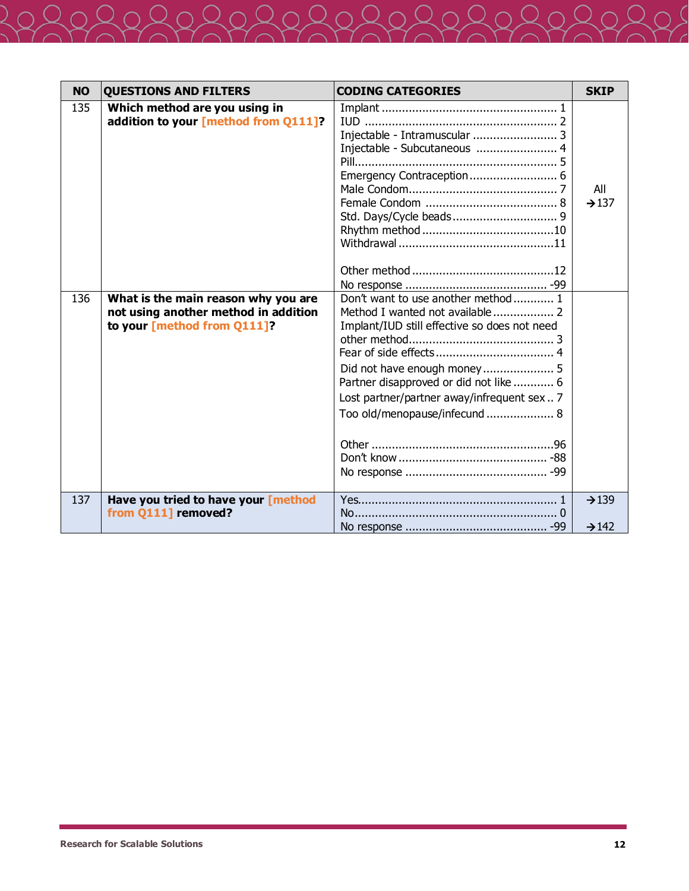| NO | QUESTIONS AND FILTERS | CODING CATEGORIES | SKIP |
|---|---|---|---|
| 135 | **Which method are you using in addition to your [method from Q111]?** | Implant .......... 1<br>IUD .......... 2<br>Injectable - Intramuscular .......... 3<br>Injectable - Subcutaneous .......... 4<br>Pill.......... 5<br>Emergency Contraception.......... 6<br>Male Condom.......... 7<br>Female Condom .......... 8<br>Std. Days/Cycle beads.......... 9<br>Rhythm method..........10<br>Withdrawal..........11<br><br>Other method..........12<br>No response .......... -99 | All →137 |
| 136 | **What is the main reason why you are not using another method in addition to your [method from Q111]?** | Don't want to use another method.......... 1<br>Method I wanted not available.......... 2<br>Implant/IUD still effective so does not need other method.......... 3<br>Fear of side effects.......... 4<br>Did not have enough money.......... 5<br>Partner disapproved or did not like .......... 6<br>Lost partner/partner away/infrequent sex .. 7<br>Too old/menopause/infecund .......... 8<br><br>Other ..........96<br>Don't know .......... -88<br>No response .......... -99 | |
| 137 | **Have you tried to have your [method from Q111] removed?** | Yes.......... 1<br>No.......... 0<br>No response .......... -99 | →139<br><br>→142 |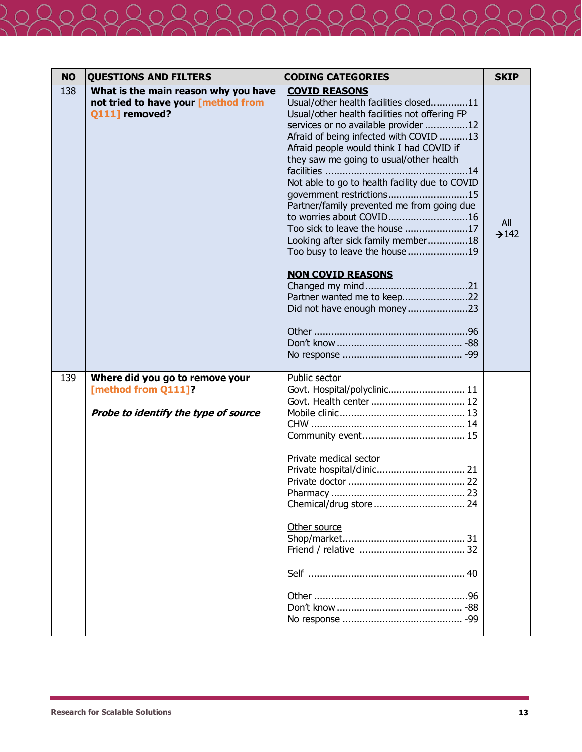| NO | QUESTIONS AND FILTERS | CODING CATEGORIES | SKIP |
|---|---|---|---|
| 138 | **What is the main reason why you have not tried to have your [method from Q111] removed?** | **COVID REASONS**<br>Usual/other health facilities closed.............11<br>Usual/other health facilities not offering FP services or no available provider ...............12<br>Afraid of being infected with COVID ..........13<br>Afraid people would think I had COVID if they saw me going to usual/other health facilities .................................................14<br>Not able to go to health facility due to COVID government restrictions...........................15<br>Partner/family prevented me from going due to worries about COVID............................16<br>Too sick to leave the house ......................17<br>Looking after sick family member..............18<br>Too busy to leave the house .....................19<br><br>**NON COVID REASONS**<br>Changed my mind....................................21<br>Partner wanted me to keep.......................22<br>Did not have enough money.....................23<br><br>Other ......................................................96<br>Don't know ........................................... -88<br>No response .......................................... -99 | All →142 |
| 139 | **Where did you go to remove your [method from Q111]?**<br><br>***Probe to identify the type of source*** | Public sector<br>Govt. Hospital/polyclinic........................... 11<br>Govt. Health center ................................. 12<br>Mobile clinic............................................ 13<br>CHW ...................................................... 14<br>Community event.................................... 15<br><br>Private medical sector<br>Private hospital/dinic............................... 21<br>Private doctor ......................................... 22<br>Pharmacy ............................................... 23<br>Chemical/drug store................................ 24<br><br>Other source<br>Shop/market........................................... 31<br>Friend / relative ..................................... 32<br><br>Self ....................................................... 40<br><br>Other ......................................................96<br>Don't know ........................................... -88<br>No response .......................................... -99 | |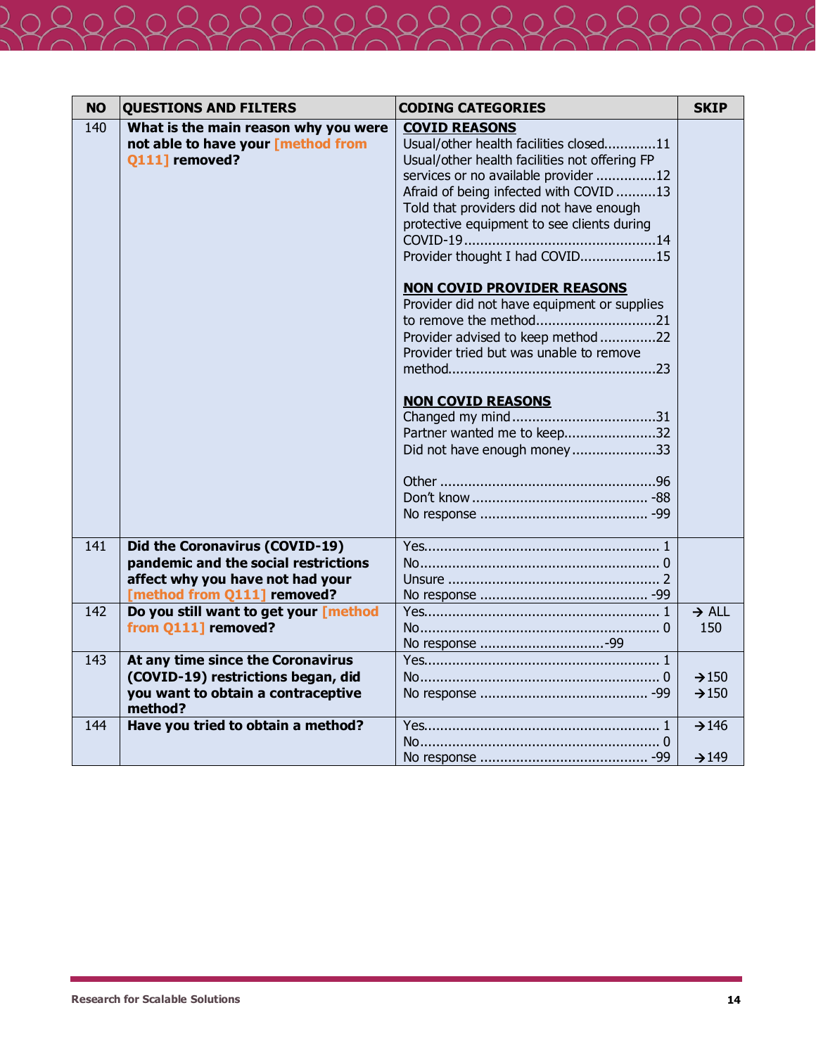| NO | QUESTIONS AND FILTERS | CODING CATEGORIES | SKIP |
|---|---|---|---|
| 140 | **What is the main reason why you were not able to have your [method from Q111] removed?** | **COVID REASONS**<br>Usual/other health facilities closed.............11<br>Usual/other health facilities not offering FP services or no available provider ...............12<br>Afraid of being infected with COVID ..........13<br>Told that providers did not have enough protective equipment to see clients during COVID-19................................................14<br>Provider thought I had COVID...................15<br><br>**NON COVID PROVIDER REASONS**<br>Provider did not have equipment or supplies to remove the method..............................21<br>Provider advised to keep method ..............22<br>Provider tried but was unable to remove method....................................................23<br><br>**NON COVID REASONS**<br>Changed my mind....................................31<br>Partner wanted me to keep.......................32<br>Did not have enough money.....................33<br><br>Other ......................................................96<br>Don't know ............................................ -88<br>No response .......................................... -99 | |
| 141 | **Did the Coronavirus (COVID-19) pandemic and the social restrictions affect why you have not had your [method from Q111] removed?** | Yes.......................................................... 1<br>No........................................................... 0<br>Unsure .................................................... 2<br>No response .......................................... -99 | |
| 142 | **Do you still want to get your [method from Q111] removed?** | Yes.......................................................... 1<br>No........................................................... 0<br>No response ...............................-99 | → ALL 150 |
| 143 | **At any time since the Coronavirus (COVID-19) restrictions began, did you want to obtain a contraceptive method?** | Yes.......................................................... 1<br>No........................................................... 0<br>No response .......................................... -99 | <br>→150<br>→150 |
| 144 | **Have you tried to obtain a method?** | Yes.......................................................... 1<br>No........................................................... 0<br>No response .......................................... -99 | →146<br><br>→149 |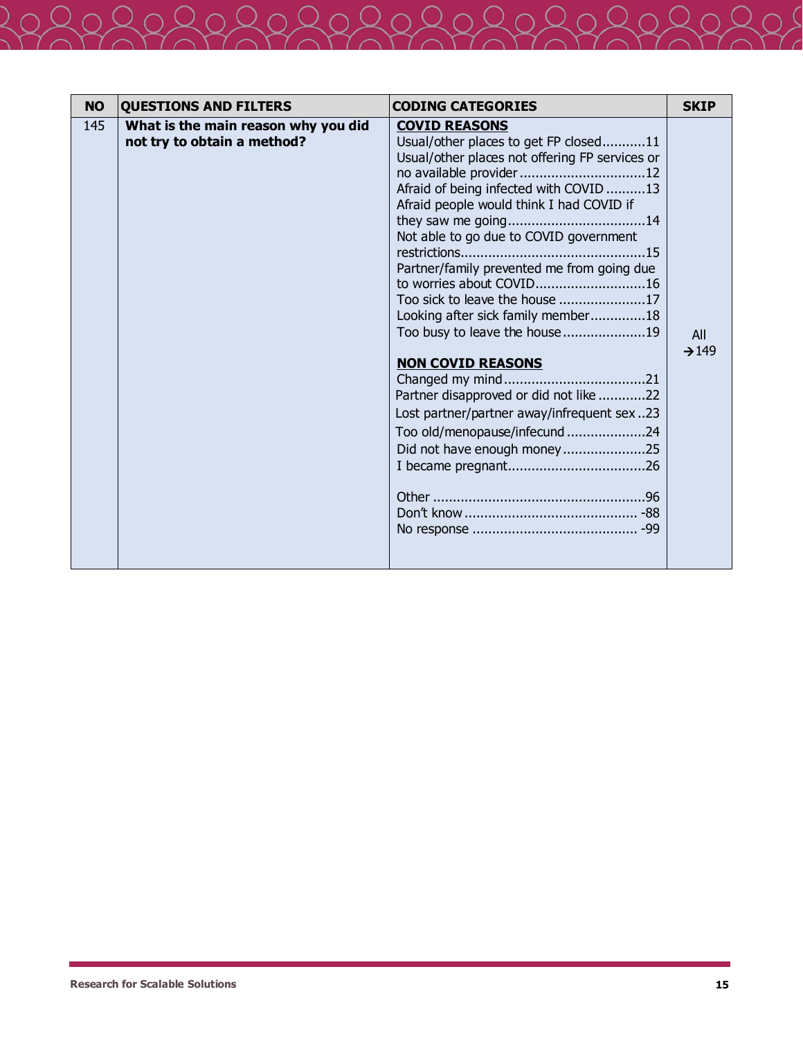| NO | QUESTIONS AND FILTERS | CODING CATEGORIES | SKIP |
|---|---|---|---|
| 145 | **What is the main reason why you did not try to obtain a method?** | **COVID REASONS**<br>Usual/other places to get FP closed...........11<br>Usual/other places not offering FP services or no available provider ................................12<br>Afraid of being infected with COVID ..........13<br>Afraid people would think I had COVID if they saw me going...................................14<br>Not able to go due to COVID government restrictions...............................................15<br>Partner/family prevented me from going due to worries about COVID............................16<br>Too sick to leave the house ......................17<br>Looking after sick family member..............18<br>Too busy to leave the house.....................19<br><br>**NON COVID REASONS**<br>Changed my mind....................................21<br>Partner disapproved or did not like ............22<br>Lost partner/partner away/infrequent sex ..23<br>Too old/menopause/infecund ....................24<br>Did not have enough money.....................25<br>I became pregnant...................................26<br><br>Other ......................................................96<br>Don't know ............................................ -88<br>No response .......................................... -99 | All<br>→149 |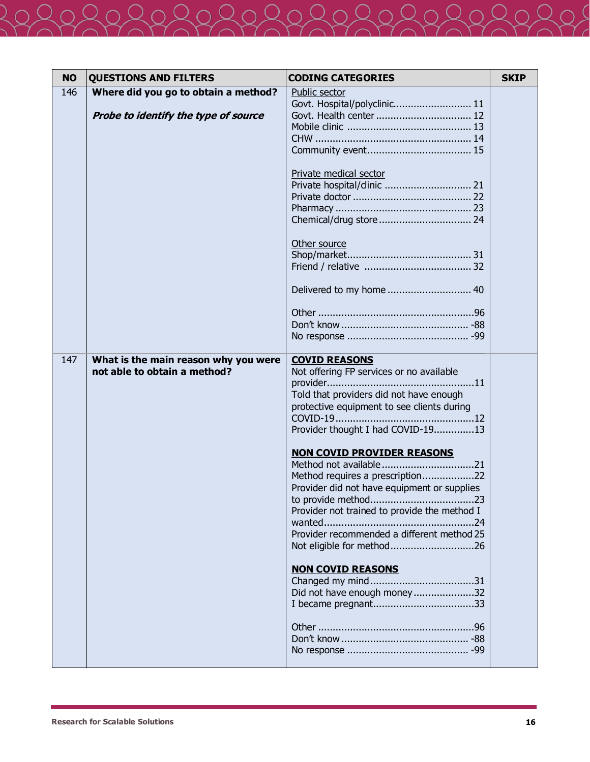| NO | QUESTIONS AND FILTERS | CODING CATEGORIES | SKIP |
|---|---|---|---|
| 146 | **Where did you go to obtain a method?**<br><br>***Probe to identify the type of source*** | <u>Public sector</u><br>Govt. Hospital/polyclinic........................... 11<br>Govt. Health center ................................. 12<br>Mobile clinic ........................................... 13<br>CHW ..................................................... 14<br>Community event.................................... 15<br><br><u>Private medical sector</u><br>Private hospital/dinic .............................. 21<br>Private doctor ......................................... 22<br>Pharmacy ............................................... 23<br>Chemical/drug store................................ 24<br><br><u>Other source</u><br>Shop/market........................................... 31<br>Friend / relative ..................................... 32<br><br>Delivered to my home ............................. 40<br><br>Other ......................................................96<br>Don't know ............................................ -88<br>No response .......................................... -99 | |
| 147 | **What is the main reason why you were not able to obtain a method?** | <u>**COVID REASONS**</u><br>Not offering FP services or no available provider...................................................11<br>Told that providers did not have enough protective equipment to see clients during COVID-19................................................12<br>Provider thought I had COVID-19..............13<br><br><u>**NON COVID PROVIDER REASONS**</u><br>Method not available................................21<br>Method requires a prescription..................22<br>Provider did not have equipment or supplies to provide method....................................23<br>Provider not trained to provide the method I wanted....................................................24<br>Provider recommended a different method 25<br>Not eligible for method.............................26<br><br><u>**NON COVID REASONS**</u><br>Changed my mind....................................31<br>Did not have enough money.....................32<br>I became pregnant...................................33<br><br>Other ......................................................96<br>Don't know ............................................ -88<br>No response .......................................... -99 | |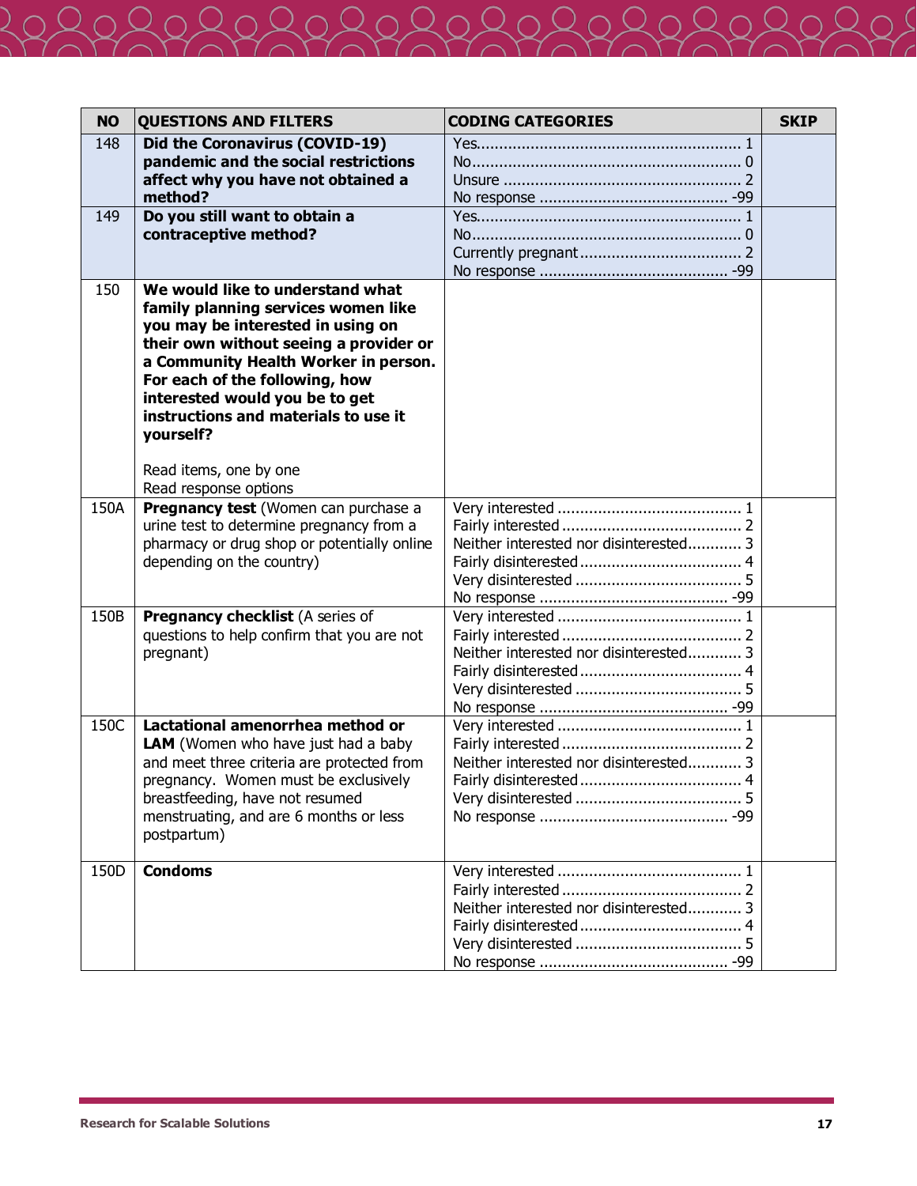| NO | QUESTIONS AND FILTERS | CODING CATEGORIES | SKIP |
|---|---|---|---|
| 148 | **Did the Coronavirus (COVID-19) pandemic and the social restrictions affect why you have not obtained a method?** | Yes........................ 1<br>No........................ 0<br>Unsure ........................ 2<br>No response ........................ -99 | |
| 149 | **Do you still want to obtain a contraceptive method?** | Yes........................ 1<br>No........................ 0<br>Currently pregnant........................ 2<br>No response ........................ -99 | |
| 150 | **We would like to understand what family planning services women like you may be interested in using on their own without seeing a provider or a Community Health Worker in person. For each of the following, how interested would you be to get instructions and materials to use it yourself?**<br><br>Read items, one by one<br>Read response options | | |
| 150A | **Pregnancy test** (Women can purchase a urine test to determine pregnancy from a pharmacy or drug shop or potentially online depending on the country) | Very interested ........................ 1<br>Fairly interested ........................ 2<br>Neither interested nor disinterested............ 3<br>Fairly disinterested........................ 4<br>Very disinterested ........................ 5<br>No response ........................ -99 | |
| 150B | **Pregnancy checklist** (A series of questions to help confirm that you are not pregnant) | Very interested ........................ 1<br>Fairly interested ........................ 2<br>Neither interested nor disinterested............ 3<br>Fairly disinterested........................ 4<br>Very disinterested ........................ 5<br>No response ........................ -99 | |
| 150C | **Lactational amenorrhea method or LAM** (Women who have just had a baby and meet three criteria are protected from pregnancy. Women must be exclusively breastfeeding, have not resumed menstruating, and are 6 months or less postpartum) | Very interested ........................ 1<br>Fairly interested ........................ 2<br>Neither interested nor disinterested............ 3<br>Fairly disinterested........................ 4<br>Very disinterested ........................ 5<br>No response ........................ -99 | |
| 150D | **Condoms** | Very interested ........................ 1<br>Fairly interested ........................ 2<br>Neither interested nor disinterested............ 3<br>Fairly disinterested........................ 4<br>Very disinterested ........................ 5<br>No response ........................ -99 | |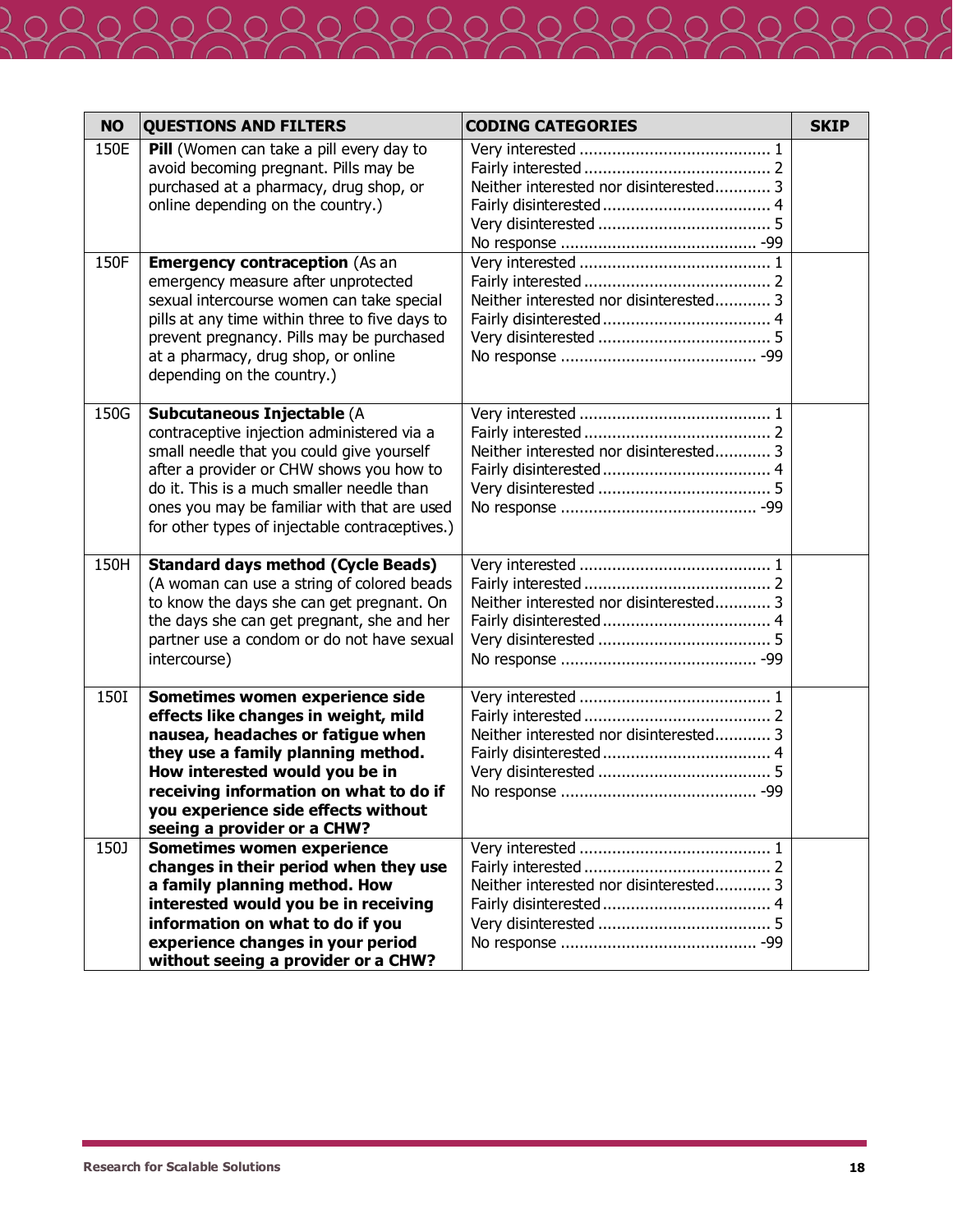| NO | QUESTIONS AND FILTERS | CODING CATEGORIES | SKIP |
|---|---|---|---|
| 150E | **Pill** (Women can take a pill every day to avoid becoming pregnant. Pills may be purchased at a pharmacy, drug shop, or online depending on the country.) | Very interested .......... 1<br>Fairly interested .......... 2<br>Neither interested nor disinterested.......... 3<br>Fairly disinterested .......... 4<br>Very disinterested .......... 5<br>No response .......... -99 | |
| 150F | **Emergency contraception** (As an emergency measure after unprotected sexual intercourse women can take special pills at any time within three to five days to prevent pregnancy. Pills may be purchased at a pharmacy, drug shop, or online depending on the country.) | Very interested .......... 1<br>Fairly interested .......... 2<br>Neither interested nor disinterested.......... 3<br>Fairly disinterested .......... 4<br>Very disinterested .......... 5<br>No response .......... -99 | |
| 150G | **Subcutaneous Injectable** (A contraceptive injection administered via a small needle that you could give yourself after a provider or CHW shows you how to do it. This is a much smaller needle than ones you may be familiar with that are used for other types of injectable contraceptives.) | Very interested .......... 1<br>Fairly interested .......... 2<br>Neither interested nor disinterested.......... 3<br>Fairly disinterested .......... 4<br>Very disinterested .......... 5<br>No response .......... -99 | |
| 150H | **Standard days method (Cycle Beads)** (A woman can use a string of colored beads to know the days she can get pregnant. On the days she can get pregnant, she and her partner use a condom or do not have sexual intercourse) | Very interested .......... 1<br>Fairly interested .......... 2<br>Neither interested nor disinterested.......... 3<br>Fairly disinterested .......... 4<br>Very disinterested .......... 5<br>No response .......... -99 | |
| 150I | **Sometimes women experience side effects like changes in weight, mild nausea, headaches or fatigue when they use a family planning method. How interested would you be in receiving information on what to do if you experience side effects without seeing a provider or a CHW?** | Very interested .......... 1<br>Fairly interested .......... 2<br>Neither interested nor disinterested.......... 3<br>Fairly disinterested .......... 4<br>Very disinterested .......... 5<br>No response .......... -99 | |
| 150J | **Sometimes women experience changes in their period when they use a family planning method. How interested would you be in receiving information on what to do if you experience changes in your period without seeing a provider or a CHW?** | Very interested .......... 1<br>Fairly interested .......... 2<br>Neither interested nor disinterested.......... 3<br>Fairly disinterested .......... 4<br>Very disinterested .......... 5<br>No response .......... -99 | |